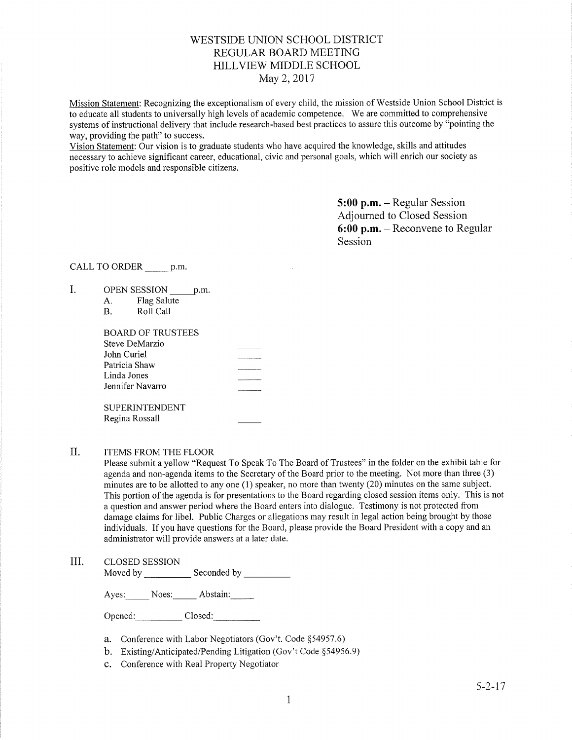# WESTSIDE UNION SCHOOL DISTRICT
## REGULAR BOARD MEETING
## HILLVIEW MIDDLE SCHOOL
## May 2, 2017

Mission Statement: Recognizing the exceptionalism of every child, the mission of Westside Union School District is to educate all students to universally high levels of academic competence. We are committed to comprehensive systems of instructional delivery that include research-based best practices to assure this outcome by "pointing the way, providing the path" to success.

Vision Statement: Our vision is to graduate students who have acquired the knowledge, skills and attitudes necessary to achieve significant career, educational, civic and personal goals, which will enrich our society as positive role models and responsible citizens.

**5:00 p.m.** – Regular Session Adjourned to Closed Session
**6:00 p.m.** – Reconvene to Regular Session

CALL TO ORDER _____ p.m.

I. OPEN SESSION _____ p.m.
   A. Flag Salute
   B. Roll Call

   BOARD OF TRUSTEES
   Steve DeMarzio _____
   John Curiel _____
   Patricia Shaw _____
   Linda Jones _____
   Jennifer Navarro _____

   SUPERINTENDENT
   Regina Rossall _____

II. ITEMS FROM THE FLOOR

Please submit a yellow "Request To Speak To The Board of Trustees" in the folder on the exhibit table for agenda and non-agenda items to the Secretary of the Board prior to the meeting. Not more than three (3) minutes are to be allotted to any one (1) speaker, no more than twenty (20) minutes on the same subject. This portion of the agenda is for presentations to the Board regarding closed session items only. This is not a question and answer period where the Board enters into dialogue. Testimony is not protected from damage claims for libel. Public Charges or allegations may result in legal action being brought by those individuals. If you have questions for the Board, please provide the Board President with a copy and an administrator will provide answers at a later date.

III. CLOSED SESSION

Moved by __________ Seconded by __________

Ayes:_____ Noes:_____ Abstain:_____

Opened:__________ Closed:__________

a. Conference with Labor Negotiators (Gov't. Code §54957.6)
b. Existing/Anticipated/Pending Litigation (Gov't Code §54956.9)
c. Conference with Real Property Negotiator

5-2-17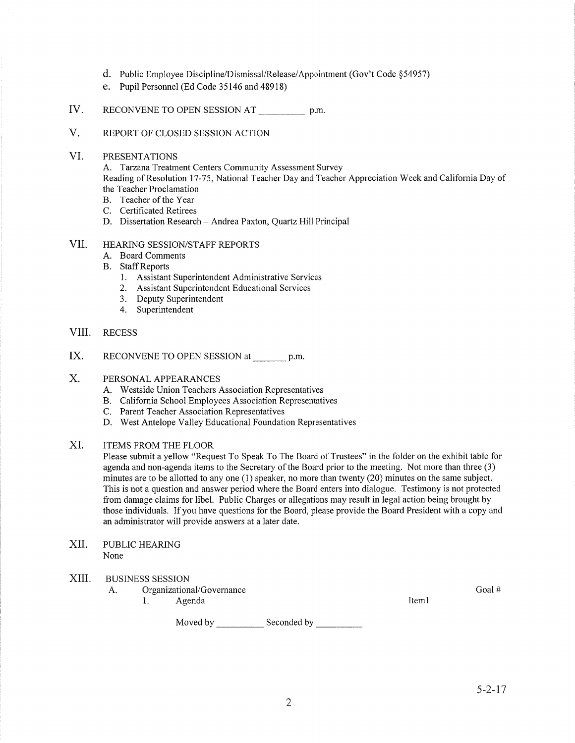d. Public Employee Discipline/Dismissal/Release/Appointment (Gov't Code §54957)
e. Pupil Personnel (Ed Code 35146 and 48918)

IV. RECONVENE TO OPEN SESSION AT __________ p.m.

V. REPORT OF CLOSED SESSION ACTION

VI. PRESENTATIONS

A. Tarzana Treatment Centers Community Assessment Survey

Reading of Resolution 17-75, National Teacher Day and Teacher Appreciation Week and California Day of the Teacher Proclamation

B. Teacher of the Year
C. Certificated Retirees
D. Dissertation Research – Andrea Paxton, Quartz Hill Principal

VII. HEARING SESSION/STAFF REPORTS

A. Board Comments
B. Staff Reports
   1. Assistant Superintendent Administrative Services
   2. Assistant Superintendent Educational Services
   3. Deputy Superintendent
   4. Superintendent

VIII. RECESS

IX. RECONVENE TO OPEN SESSION at _______ p.m.

X. PERSONAL APPEARANCES

A. Westside Union Teachers Association Representatives
B. California School Employees Association Representatives
C. Parent Teacher Association Representatives
D. West Antelope Valley Educational Foundation Representatives

XI. ITEMS FROM THE FLOOR

Please submit a yellow "Request To Speak To The Board of Trustees" in the folder on the exhibit table for agenda and non-agenda items to the Secretary of the Board prior to the meeting. Not more than three (3) minutes are to be allotted to any one (1) speaker, no more than twenty (20) minutes on the same subject. This is not a question and answer period where the Board enters into dialogue. Testimony is not protected from damage claims for libel. Public Charges or allegations may result in legal action being brought by those individuals. If you have questions for the Board, please provide the Board President with a copy and an administrator will provide answers at a later date.

XII. PUBLIC HEARING

None

XIII. BUSINESS SESSION

A. Organizational/Governance — Goal #
   1. Agenda — Item1

Moved by __________ Seconded by __________

5-2-17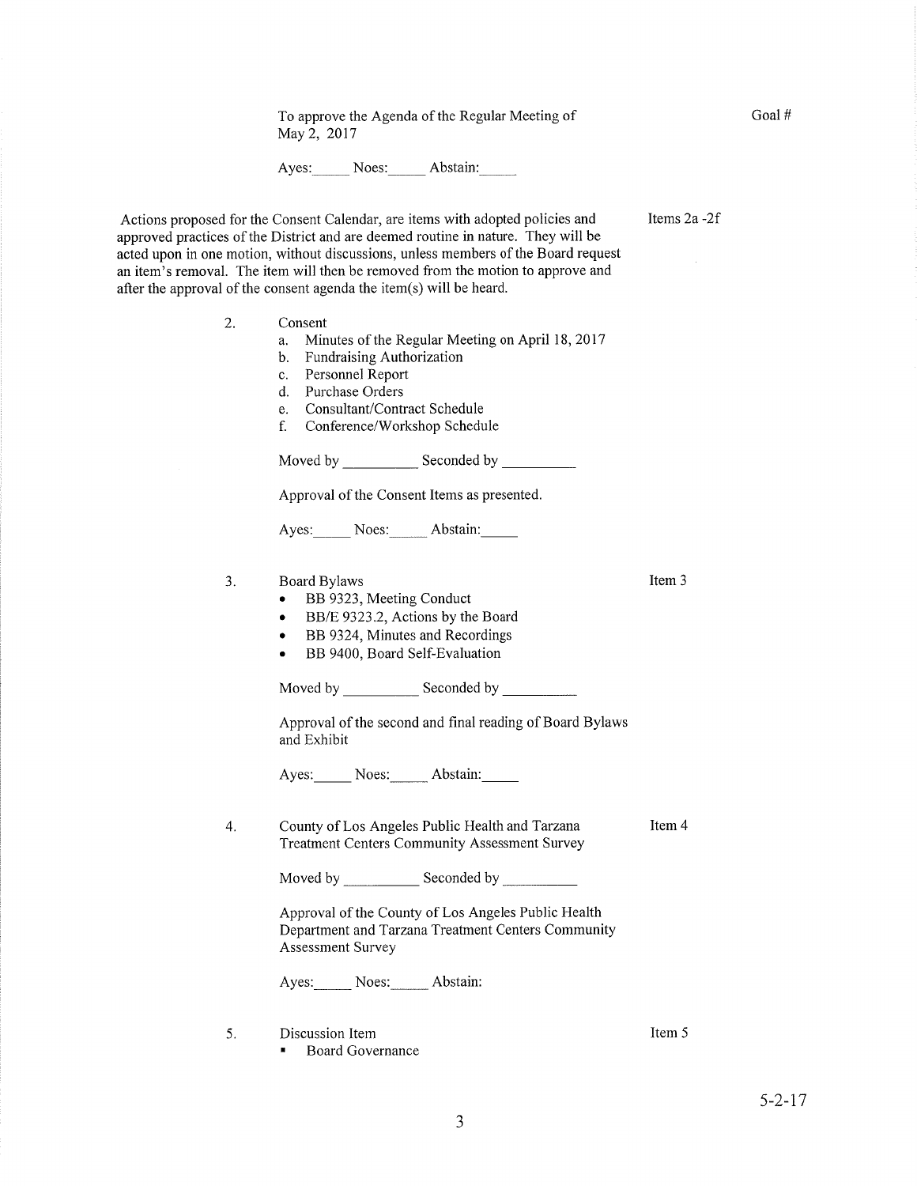To approve the Agenda of the Regular Meeting of May 2, 2017

Goal #

Ayes:_____ Noes:_____ Abstain:_____

Actions proposed for the Consent Calendar, are items with adopted policies and approved practices of the District and are deemed routine in nature. They will be acted upon in one motion, without discussions, unless members of the Board request an item's removal. The item will then be removed from the motion to approve and after the approval of the consent agenda the item(s) will be heard.

Items 2a -2f

2. Consent
   a. Minutes of the Regular Meeting on April 18, 2017
   b. Fundraising Authorization
   c. Personnel Report
   d. Purchase Orders
   e. Consultant/Contract Schedule
   f. Conference/Workshop Schedule

   Moved by __________ Seconded by __________

   Approval of the Consent Items as presented.

   Ayes:_____ Noes:_____ Abstain:_____

3. Board Bylaws

   Item 3

   - BB 9323, Meeting Conduct
   - BB/E 9323.2, Actions by the Board
   - BB 9324, Minutes and Recordings
   - BB 9400, Board Self-Evaluation

   Moved by __________ Seconded by __________

   Approval of the second and final reading of Board Bylaws and Exhibit

   Ayes:_____ Noes:_____ Abstain:_____

4. County of Los Angeles Public Health and Tarzana Treatment Centers Community Assessment Survey

   Item 4

   Moved by __________ Seconded by __________

   Approval of the County of Los Angeles Public Health Department and Tarzana Treatment Centers Community Assessment Survey

   Ayes:_____ Noes:_____ Abstain:

5. Discussion Item

   Item 5

   - Board Governance

5-2-17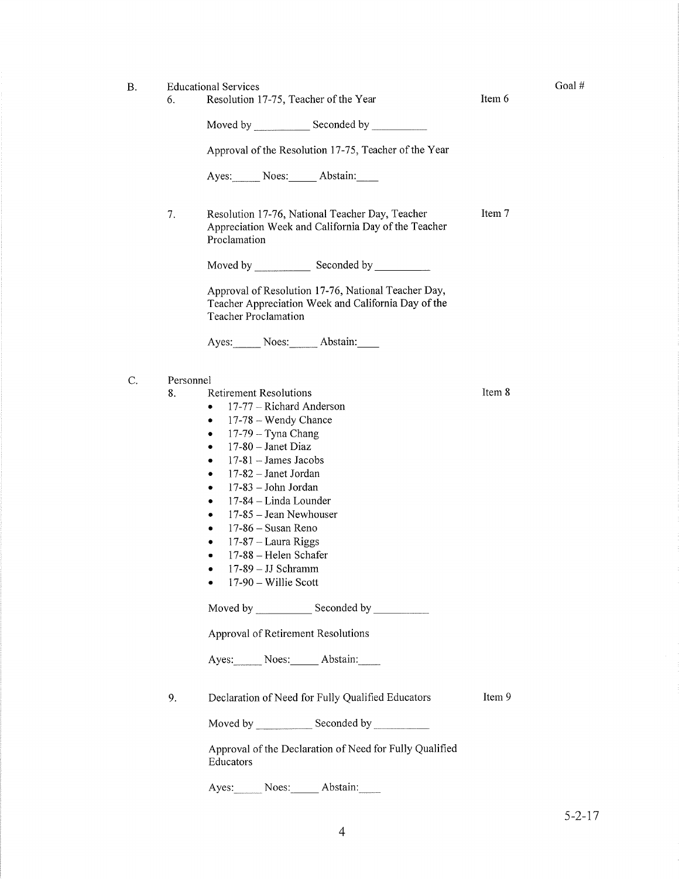B. Educational Services — Goal #

6. Resolution 17-75, Teacher of the Year — Item 6

   Moved by __________ Seconded by __________

   Approval of the Resolution 17-75, Teacher of the Year

   Ayes:_____ Noes:_____ Abstain:____

7. Resolution 17-76, National Teacher Day, Teacher Appreciation Week and California Day of the Teacher Proclamation — Item 7

   Moved by __________ Seconded by __________

   Approval of Resolution 17-76, National Teacher Day, Teacher Appreciation Week and California Day of the Teacher Proclamation

   Ayes:_____ Noes:_____ Abstain:____

C. Personnel

8. Retirement Resolutions — Item 8
   - 17-77 – Richard Anderson
   - 17-78 – Wendy Chance
   - 17-79 – Tyna Chang
   - 17-80 – Janet Diaz
   - 17-81 – James Jacobs
   - 17-82 – Janet Jordan
   - 17-83 – John Jordan
   - 17-84 – Linda Lounder
   - 17-85 – Jean Newhouser
   - 17-86 – Susan Reno
   - 17-87 – Laura Riggs
   - 17-88 – Helen Schafer
   - 17-89 – JJ Schramm
   - 17-90 – Willie Scott

   Moved by __________ Seconded by __________

   Approval of Retirement Resolutions

   Ayes:_____ Noes:_____ Abstain:____

9. Declaration of Need for Fully Qualified Educators — Item 9

   Moved by __________ Seconded by __________

   Approval of the Declaration of Need for Fully Qualified Educators

   Ayes:_____ Noes:_____ Abstain:____

5-2-17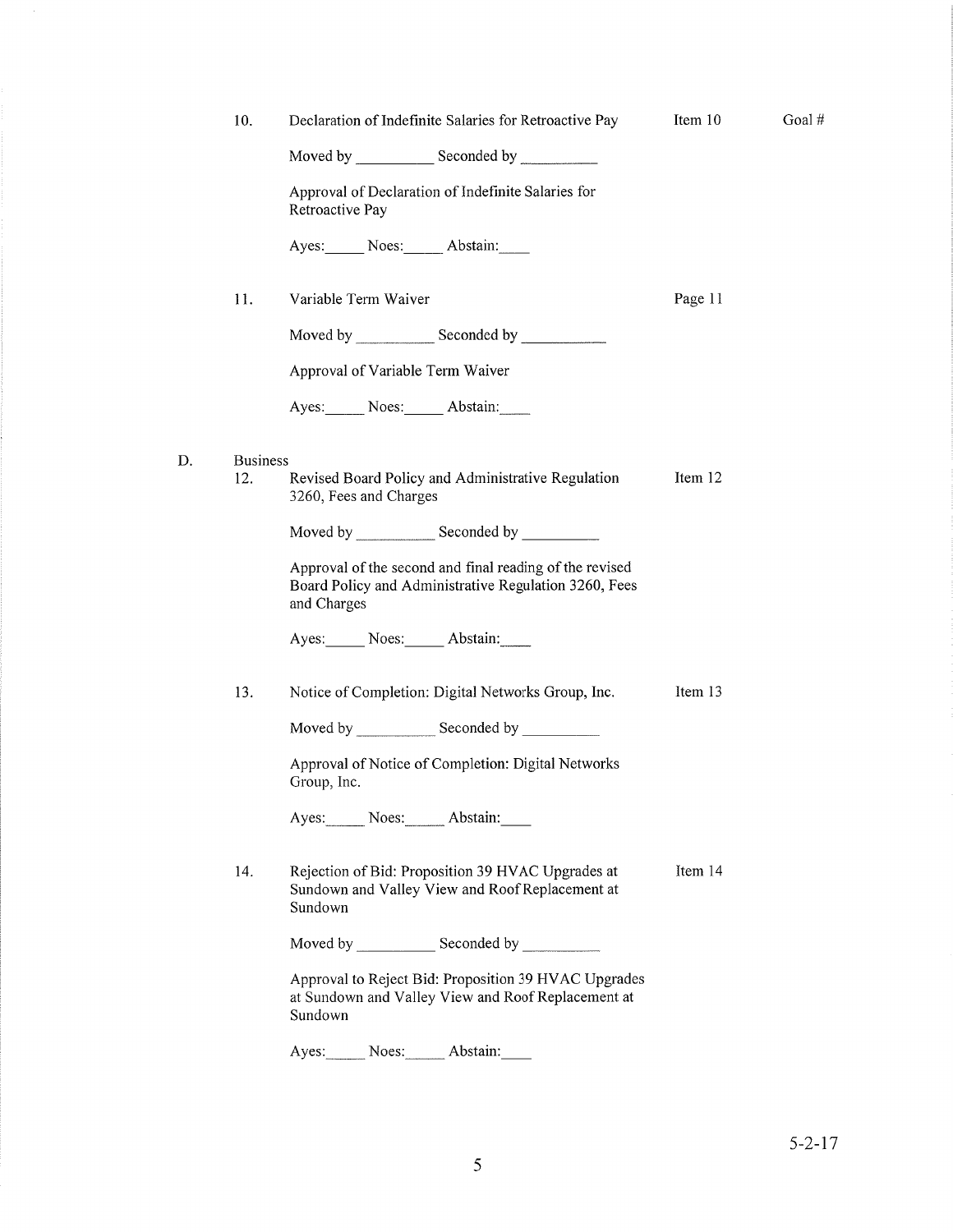10. Declaration of Indefinite Salaries for Retroactive Pay — Item 10 — Goal #

    Moved by __________ Seconded by __________

    Approval of Declaration of Indefinite Salaries for Retroactive Pay

    Ayes:_____ Noes:_____ Abstain:____

11. Variable Term Waiver — Page 11

    Moved by __________ Seconded by __________

    Approval of Variable Term Waiver

    Ayes:_____ Noes:_____ Abstain:____

D. Business

12. Revised Board Policy and Administrative Regulation 3260, Fees and Charges — Item 12

    Moved by __________ Seconded by __________

    Approval of the second and final reading of the revised Board Policy and Administrative Regulation 3260, Fees and Charges

    Ayes:_____ Noes:_____ Abstain:____

13. Notice of Completion: Digital Networks Group, Inc. — Item 13

    Moved by __________ Seconded by __________

    Approval of Notice of Completion: Digital Networks Group, Inc.

    Ayes:_____ Noes:_____ Abstain:____

14. Rejection of Bid: Proposition 39 HVAC Upgrades at Sundown and Valley View and Roof Replacement at Sundown — Item 14

    Moved by __________ Seconded by __________

    Approval to Reject Bid: Proposition 39 HVAC Upgrades at Sundown and Valley View and Roof Replacement at Sundown

    Ayes:_____ Noes:_____ Abstain:____

5-2-17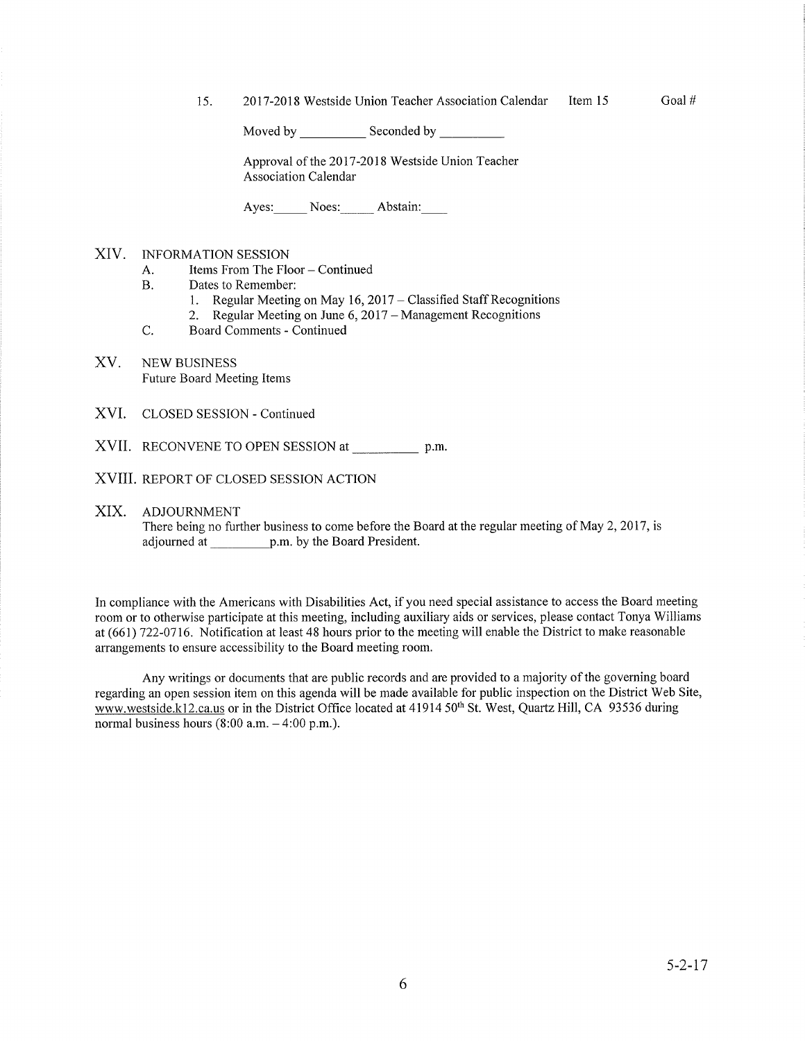15. 2017-2018 Westside Union Teacher Association Calendar Item 15 Goal #

Moved by __________ Seconded by __________

Approval of the 2017-2018 Westside Union Teacher Association Calendar

Ayes:_____ Noes:_____ Abstain:____

## XIV. INFORMATION SESSION

A. Items From The Floor – Continued

B. Dates to Remember:

1. Regular Meeting on May 16, 2017 – Classified Staff Recognitions
2. Regular Meeting on June 6, 2017 – Management Recognitions

C. Board Comments - Continued

## XV. NEW BUSINESS

Future Board Meeting Items

## XVI. CLOSED SESSION - Continued

## XVII. RECONVENE TO OPEN SESSION at __________ p.m.

## XVIII. REPORT OF CLOSED SESSION ACTION

## XIX. ADJOURNMENT

There being no further business to come before the Board at the regular meeting of May 2, 2017, is adjourned at _________p.m. by the Board President.

In compliance with the Americans with Disabilities Act, if you need special assistance to access the Board meeting room or to otherwise participate at this meeting, including auxiliary aids or services, please contact Tonya Williams at (661) 722-0716. Notification at least 48 hours prior to the meeting will enable the District to make reasonable arrangements to ensure accessibility to the Board meeting room.

Any writings or documents that are public records and are provided to a majority of the governing board regarding an open session item on this agenda will be made available for public inspection on the District Web Site, www.westside.k12.ca.us or in the District Office located at 41914 50th St. West, Quartz Hill, CA 93536 during normal business hours (8:00 a.m. – 4:00 p.m.).

5-2-17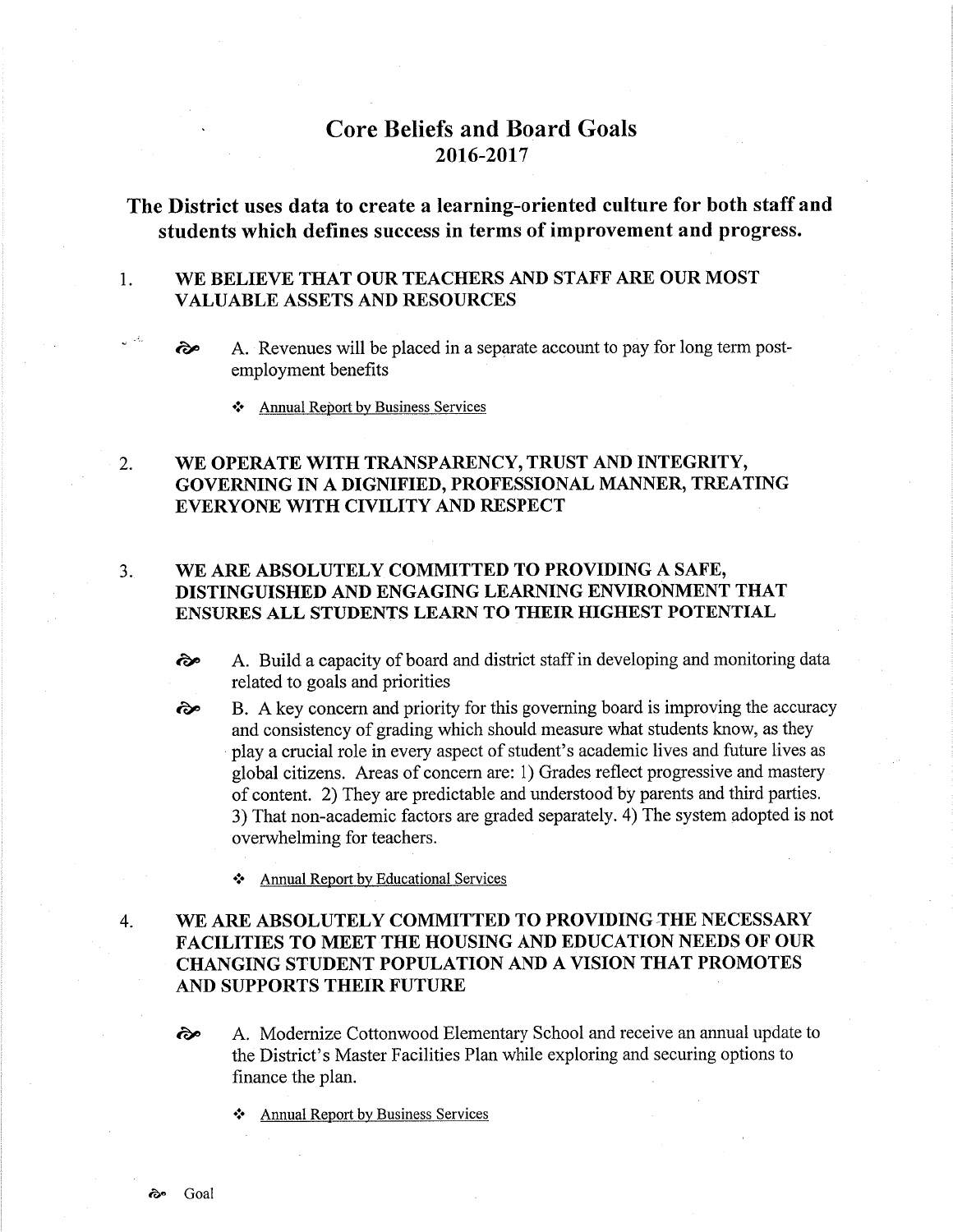# Core Beliefs and Board Goals
## 2016-2017

## The District uses data to create a learning-oriented culture for both staff and students which defines success in terms of improvement and progress.

1. **WE BELIEVE THAT OUR TEACHERS AND STAFF ARE OUR MOST VALUABLE ASSETS AND RESOURCES**

    ⚘ A. Revenues will be placed in a separate account to pay for long term post-employment benefits

    - ❖ Annual Report by Business Services

2. **WE OPERATE WITH TRANSPARENCY, TRUST AND INTEGRITY, GOVERNING IN A DIGNIFIED, PROFESSIONAL MANNER, TREATING EVERYONE WITH CIVILITY AND RESPECT**

3. **WE ARE ABSOLUTELY COMMITTED TO PROVIDING A SAFE, DISTINGUISHED AND ENGAGING LEARNING ENVIRONMENT THAT ENSURES ALL STUDENTS LEARN TO THEIR HIGHEST POTENTIAL**

    ⚘ A. Build a capacity of board and district staff in developing and monitoring data related to goals and priorities

    ⚘ B. A key concern and priority for this governing board is improving the accuracy and consistency of grading which should measure what students know, as they play a crucial role in every aspect of student's academic lives and future lives as global citizens. Areas of concern are: 1) Grades reflect progressive and mastery of content. 2) They are predictable and understood by parents and third parties. 3) That non-academic factors are graded separately. 4) The system adopted is not overwhelming for teachers.

    - ❖ Annual Report by Educational Services

4. **WE ARE ABSOLUTELY COMMITTED TO PROVIDING THE NECESSARY FACILITIES TO MEET THE HOUSING AND EDUCATION NEEDS OF OUR CHANGING STUDENT POPULATION AND A VISION THAT PROMOTES AND SUPPORTS THEIR FUTURE**

    ⚘ A. Modernize Cottonwood Elementary School and receive an annual update to the District's Master Facilities Plan while exploring and securing options to finance the plan.

    - ❖ Annual Report by Business Services

⚘ Goal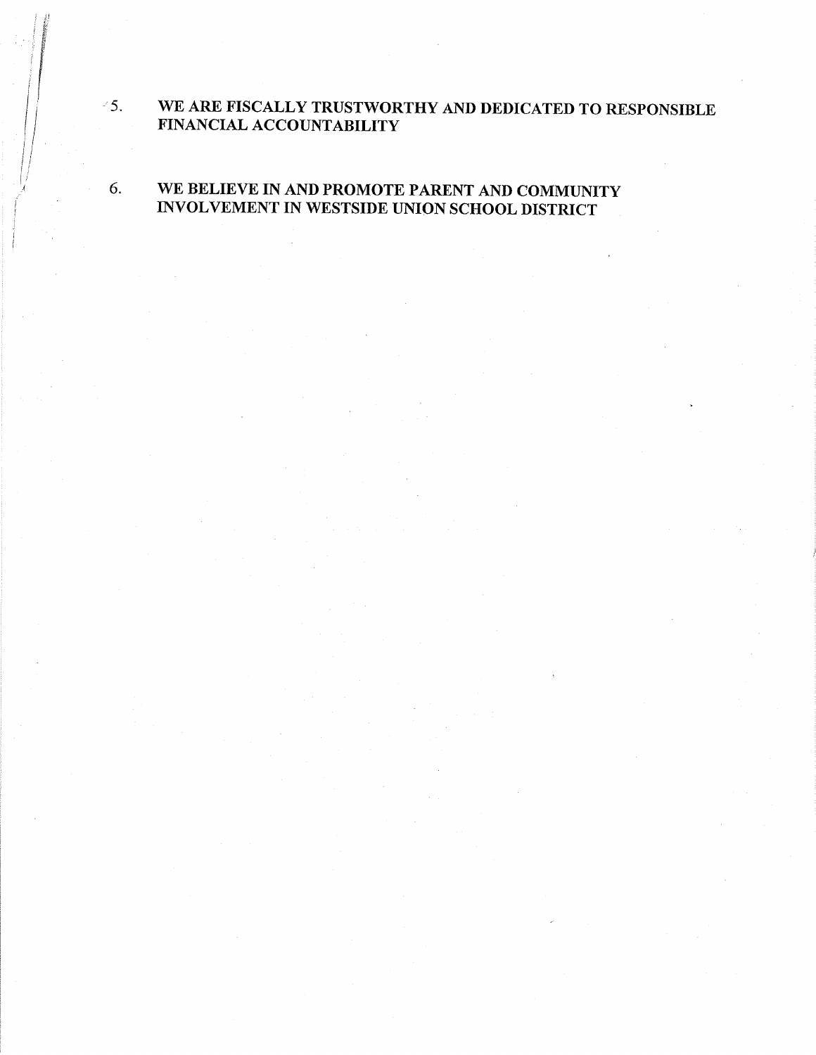5. **WE ARE FISCALLY TRUSTWORTHY AND DEDICATED TO RESPONSIBLE FINANCIAL ACCOUNTABILITY**

6. **WE BELIEVE IN AND PROMOTE PARENT AND COMMUNITY INVOLVEMENT IN WESTSIDE UNION SCHOOL DISTRICT**